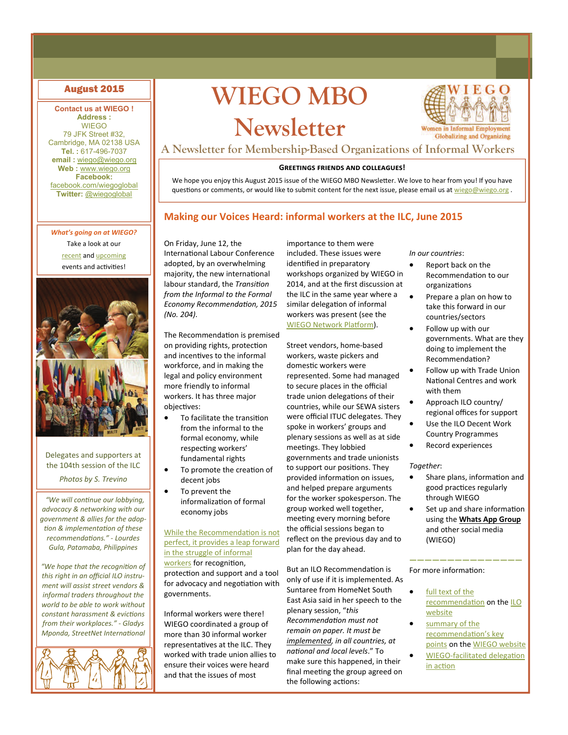# WIEGO MBO Newsletter

## A Newsletter for Membership-Based Organizations of Informal Workers

WIEGO — Women in Informal Employment Globalizing and Organizing

**August 2015**

**Contact us at WIEGO !**
**Address :**
WIEGO
79 JFK Street #32,
Cambridge, MA 02138 USA
**Tel. :** 617-496-7037
**email :** wiego@wiego.org
**Web :** www.wiego.org
**Facebook:**
facebook.com/wiegoglobal
**Twitter:** @wiegoglobal

***What's going on at WIEGO?***

Take a look at our recent and upcoming events and activities!

Delegates and supporters at the 104th session of the ILC

*Photos by S. Trevino*

*"We will continue our lobbying, advocacy & networking with our government & allies for the adoption & implementation of these recommendations." - Lourdes Gula, Patamaba, Philippines*

*"We hope that the recognition of this right in an official ILO instrument will assist street vendors & informal traders throughout the world to be able to work without constant harassment & evictions from their workplaces." - Gladys Mponda, StreetNet International*

**Greetings friends and colleagues!**

We hope you enjoy this August 2015 issue of the WIEGO MBO Newsletter. We love to hear from you! If you have questions or comments, or would like to submit content for the next issue, please email us at wiego@wiego.org .

## Making our Voices Heard: informal workers at the ILC, June 2015

On Friday, June 12, the International Labour Conference adopted, by an overwhelming majority, the new international labour standard, the *Transition from the Informal to the Formal Economy Recommendation, 2015 (No. 204)*.

The Recommendation is premised on providing rights, protection and incentives to the informal workforce, and in making the legal and policy environment more friendly to informal workers. It has three major objectives:

- To facilitate the transition from the informal to the formal economy, while respecting workers' fundamental rights
- To promote the creation of decent jobs
- To prevent the informalization of formal economy jobs

While the Recommendation is not perfect, it provides a leap forward in the struggle of informal workers for recognition, protection and support and a tool for advocacy and negotiation with governments.

Informal workers were there! WIEGO coordinated a group of more than 30 informal worker representatives at the ILC. They worked with trade union allies to ensure their voices were heard and that the issues of most importance to them were included. These issues were identified in preparatory workshops organized by WIEGO in 2014, and at the first discussion at the ILC in the same year where a similar delegation of informal workers was present (see the WIEGO Network Platform).

Street vendors, home-based workers, waste pickers and domestic workers were represented. Some had managed to secure places in the official trade union delegations of their countries, while our SEWA sisters were official ITUC delegates. They spoke in workers' groups and plenary sessions as well as at side meetings. They lobbied governments and trade unionists to support our positions. They provided information on issues, and helped prepare arguments for the worker spokesperson. The group worked well together, meeting every morning before the official sessions began to reflect on the previous day and to plan for the day ahead.

But an ILO Recommendation is only of use if it is implemented. As Suntaree from HomeNet South East Asia said in her speech to the plenary session, "*this Recommendation must not remain on paper. It must be implemented, in all countries, at national and local levels.*" To make sure this happened, in their final meeting the group agreed on the following actions:

*In our countries*:

- Report back on the Recommendation to our organizations
- Prepare a plan on how to take this forward in our countries/sectors
- Follow up with our governments. What are they doing to implement the Recommendation?
- Follow up with Trade Union National Centres and work with them
- Approach ILO country/regional offices for support
- Use the ILO Decent Work Country Programmes
- Record experiences

*Together*:

- Share plans, information and good practices regularly through WIEGO
- Set up and share information using the **Whats App Group** and other social media (WIEGO)

———————————————

For more information:

- full text of the recommendation on the ILO website
- summary of the recommendation's key points on the WIEGO website
- WIEGO-facilitated delegation in action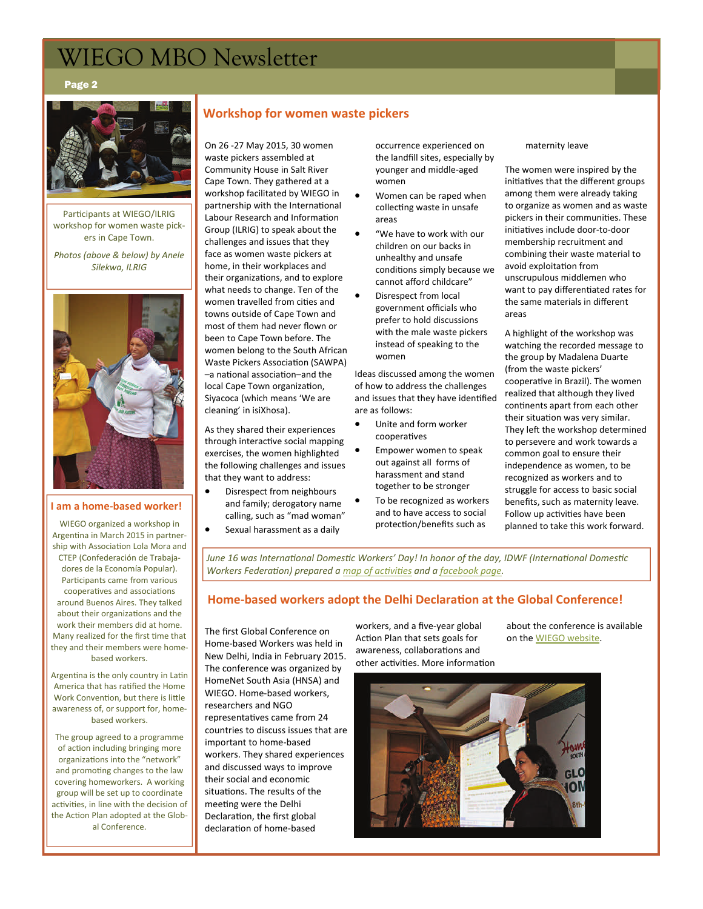# WIEGO MBO Newsletter

Participants at WIEGO/ILRIG workshop for women waste pickers in Cape Town.

*Photos (above & below) by Anele Silekwa, ILRIG*

## I am a home-based worker!

WIEGO organized a workshop in Argentina in March 2015 in partnership with Association Lola Mora and CTEP (Confederación de Trabajadores de la Economía Popular). Participants came from various cooperatives and associations around Buenos Aires. They talked about their organizations and the work their members did at home. Many realized for the first time that they and their members were home-based workers.

Argentina is the only country in Latin America that has ratified the Home Work Convention, but there is little awareness of, or support for, home-based workers.

The group agreed to a programme of action including bringing more organizations into the "network" and promoting changes to the law covering homeworkers. A working group will be set up to coordinate activities, in line with the decision of the Action Plan adopted at the Global Conference.

## Workshop for women waste pickers

On 26 -27 May 2015, 30 women waste pickers assembled at Community House in Salt River Cape Town. They gathered at a workshop facilitated by WIEGO in partnership with the International Labour Research and Information Group (ILRIG) to speak about the challenges and issues that they face as women waste pickers at home, in their workplaces and their organizations, and to explore what needs to change. Ten of the women travelled from cities and towns outside of Cape Town and most of them had never flown or been to Cape Town before. The women belong to the South African Waste Pickers Association (SAWPA) –a national association–and the local Cape Town organization, Siyacoca (which means 'We are cleaning' in isiXhosa).

As they shared their experiences through interactive social mapping exercises, the women highlighted the following challenges and issues that they want to address:

- Disrespect from neighbours and family; derogatory name calling, such as "mad woman"
- Sexual harassment as a daily occurrence experienced on the landfill sites, especially by younger and middle-aged women
- Women can be raped when collecting waste in unsafe areas
- "We have to work with our children on our backs in unhealthy and unsafe conditions simply because we cannot afford childcare"
- Disrespect from local government officials who prefer to hold discussions with the male waste pickers instead of speaking to the women

Ideas discussed among the women of how to address the challenges and issues that they have identified are as follows:

- Unite and form worker cooperatives
- Empower women to speak out against all forms of harassment and stand together to be stronger
- To be recognized as workers and to have access to social protection/benefits such as maternity leave

The women were inspired by the initiatives that the different groups among them were already taking to organize as women and as waste pickers in their communities. These initiatives include door-to-door membership recruitment and combining their waste material to avoid exploitation from unscrupulous middlemen who want to pay differentiated rates for the same materials in different areas

A highlight of the workshop was watching the recorded message to the group by Madalena Duarte (from the waste pickers' cooperative in Brazil). The women realized that although they lived continents apart from each other their situation was very similar. They left the workshop determined to persevere and work towards a common goal to ensure their independence as women, to be recognized as workers and to struggle for access to basic social benefits, such as maternity leave. Follow up activities have been planned to take this work forward.

*June 16 was International Domestic Workers' Day! In honor of the day, IDWF (International Domestic Workers Federation) prepared a map of activities and a facebook page.*

## Home-based workers adopt the Delhi Declaration at the Global Conference!

The first Global Conference on Home-based Workers was held in New Delhi, India in February 2015. The conference was organized by HomeNet South Asia (HNSA) and WIEGO. Home-based workers, researchers and NGO representatives came from 24 countries to discuss issues that are important to home-based workers. They shared experiences and discussed ways to improve their social and economic situations. The results of the meeting were the Delhi Declaration, the first global declaration of home-based workers, and a five-year global Action Plan that sets goals for awareness, collaborations and other activities. More information about the conference is available on the WIEGO website.